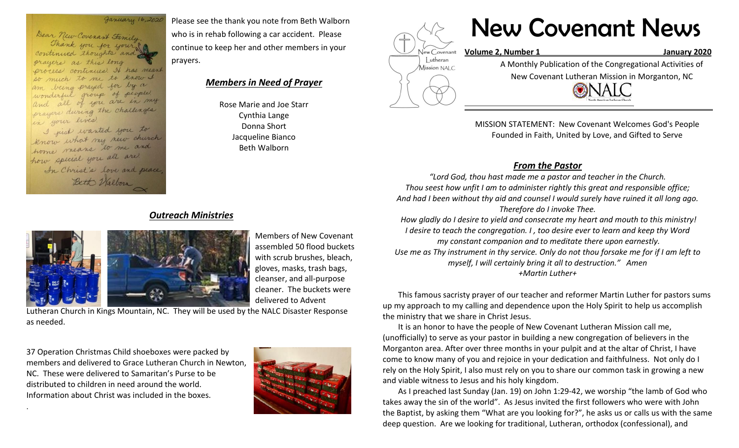# New Covenant News

**Volume 2, Number 1** **January 2020**

A Monthly Publication of the Congregational Activities of New Covenant Lutheran Mission in Morganton, NC

MISSION STATEMENT: New Covenant Welcomes God's People Founded in Faith, United by Love, and Gifted to Serve

January 16, 2020

Dear New Covenant Family,
Thank you for your continued thoughts and prayers as this long process continues. It has meant so much to me to know I am being prayed for by a wonderful group of people and all of you are in my prayers during the challenges in your lives.
I just wanted you to know what my new church home means to me and how special you all are.
In Christ's love and peace,
Beth Walborn

Please see the thank you note from Beth Walborn who is in rehab following a car accident. Please continue to keep her and other members in your prayers.

## *Members in Need of Prayer*

Rose Marie and Joe Starr
Cynthia Lange
Donna Short
Jacqueline Bianco
Beth Walborn

## *Outreach Ministries*

Members of New Covenant assembled 50 flood buckets with scrub brushes, bleach, gloves, masks, trash bags, cleanser, and all-purpose cleaner. The buckets were delivered to Advent Lutheran Church in Kings Mountain, NC. They will be used by the NALC Disaster Response as needed.

37 Operation Christmas Child shoeboxes were packed by members and delivered to Grace Lutheran Church in Newton, NC. These were delivered to Samaritan's Purse to be distributed to children in need around the world. Information about Christ was included in the boxes.

## *From the Pastor*

*"Lord God, thou hast made me a pastor and teacher in the Church.*
*Thou seest how unfit I am to administer rightly this great and responsible office;*
*And had I been without thy aid and counsel I would surely have ruined it all long ago.*
*Therefore do I invoke Thee.*
*How gladly do I desire to yield and consecrate my heart and mouth to this ministry!*
*I desire to teach the congregation. I , too desire ever to learn and keep thy Word*
*my constant companion and to meditate there upon earnestly.*
*Use me as Thy instrument in thy service. Only do not thou forsake me for if I am left to*
*myself, I will certainly bring it all to destruction." Amen*
*+Martin Luther+*

This famous sacristy prayer of our teacher and reformer Martin Luther for pastors sums up my approach to my calling and dependence upon the Holy Spirit to help us accomplish the ministry that we share in Christ Jesus.

It is an honor to have the people of New Covenant Lutheran Mission call me, (unofficially) to serve as your pastor in building a new congregation of believers in the Morganton area. After over three months in your pulpit and at the altar of Christ, I have come to know many of you and rejoice in your dedication and faithfulness. Not only do I rely on the Holy Spirit, I also must rely on you to share our common task in growing a new and viable witness to Jesus and his holy kingdom.

As I preached last Sunday (Jan. 19) on John 1:29-42, we worship "the lamb of God who takes away the sin of the world". As Jesus invited the first followers who were with John the Baptist, by asking them "What are you looking for?", he asks us or calls us with the same deep question. Are we looking for traditional, Lutheran, orthodox (confessional), and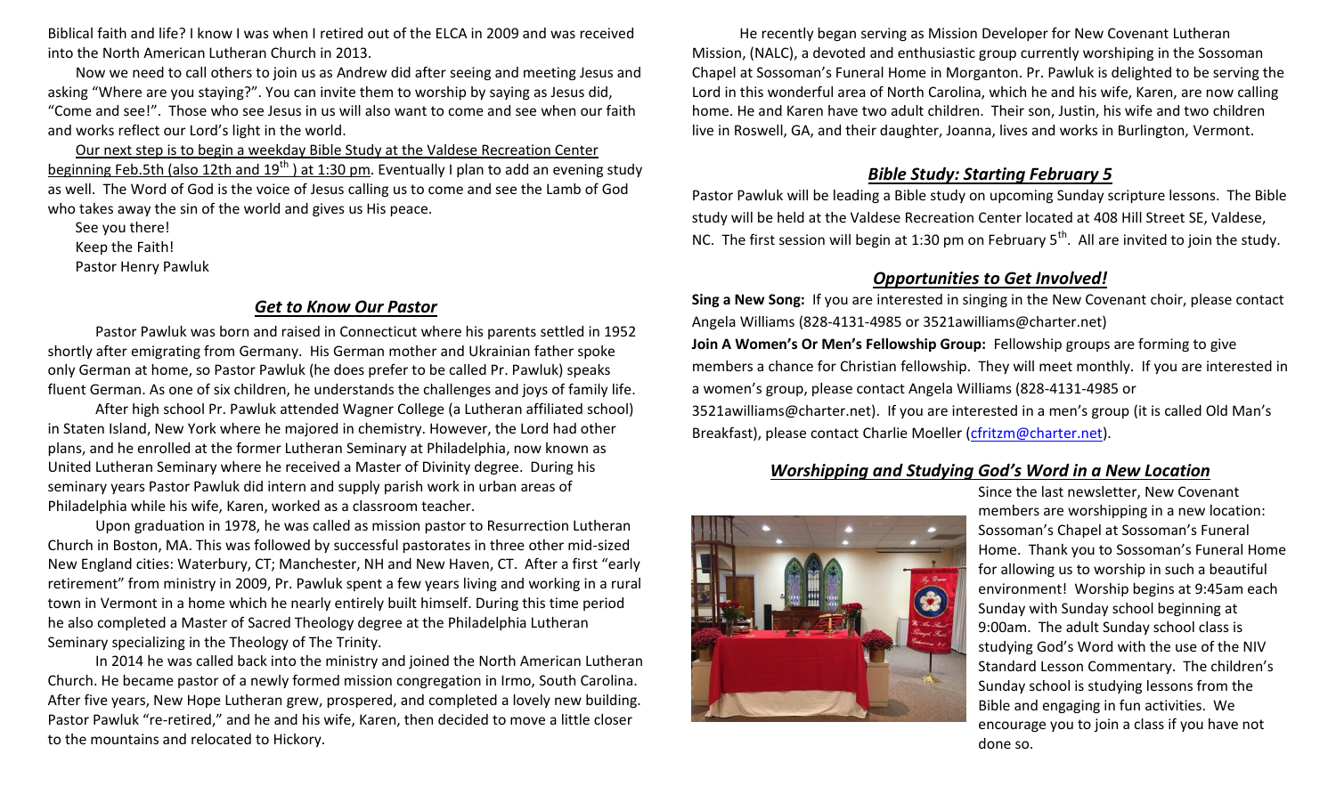Biblical faith and life? I know I was when I retired out of the ELCA in 2009 and was received into the North American Lutheran Church in 2013.

Now we need to call others to join us as Andrew did after seeing and meeting Jesus and asking "Where are you staying?". You can invite them to worship by saying as Jesus did, "Come and see!". Those who see Jesus in us will also want to come and see when our faith and works reflect our Lord's light in the world.

Our next step is to begin a weekday Bible Study at the Valdese Recreation Center beginning Feb.5th (also 12th and 19th ) at 1:30 pm. Eventually I plan to add an evening study as well. The Word of God is the voice of Jesus calling us to come and see the Lamb of God who takes away the sin of the world and gives us His peace.

See you there!
Keep the Faith!
Pastor Henry Pawluk

## *Get to Know Our Pastor*

Pastor Pawluk was born and raised in Connecticut where his parents settled in 1952 shortly after emigrating from Germany. His German mother and Ukrainian father spoke only German at home, so Pastor Pawluk (he does prefer to be called Pr. Pawluk) speaks fluent German. As one of six children, he understands the challenges and joys of family life.

After high school Pr. Pawluk attended Wagner College (a Lutheran affiliated school) in Staten Island, New York where he majored in chemistry. However, the Lord had other plans, and he enrolled at the former Lutheran Seminary at Philadelphia, now known as United Lutheran Seminary where he received a Master of Divinity degree. During his seminary years Pastor Pawluk did intern and supply parish work in urban areas of Philadelphia while his wife, Karen, worked as a classroom teacher.

Upon graduation in 1978, he was called as mission pastor to Resurrection Lutheran Church in Boston, MA. This was followed by successful pastorates in three other mid-sized New England cities: Waterbury, CT; Manchester, NH and New Haven, CT. After a first "early retirement" from ministry in 2009, Pr. Pawluk spent a few years living and working in a rural town in Vermont in a home which he nearly entirely built himself. During this time period he also completed a Master of Sacred Theology degree at the Philadelphia Lutheran Seminary specializing in the Theology of The Trinity.

In 2014 he was called back into the ministry and joined the North American Lutheran Church. He became pastor of a newly formed mission congregation in Irmo, South Carolina. After five years, New Hope Lutheran grew, prospered, and completed a lovely new building. Pastor Pawluk "re-retired," and he and his wife, Karen, then decided to move a little closer to the mountains and relocated to Hickory.

He recently began serving as Mission Developer for New Covenant Lutheran Mission, (NALC), a devoted and enthusiastic group currently worshiping in the Sossoman Chapel at Sossoman's Funeral Home in Morganton. Pr. Pawluk is delighted to be serving the Lord in this wonderful area of North Carolina, which he and his wife, Karen, are now calling home. He and Karen have two adult children. Their son, Justin, his wife and two children live in Roswell, GA, and their daughter, Joanna, lives and works in Burlington, Vermont.

## *Bible Study: Starting February 5*

Pastor Pawluk will be leading a Bible study on upcoming Sunday scripture lessons. The Bible study will be held at the Valdese Recreation Center located at 408 Hill Street SE, Valdese, NC. The first session will begin at 1:30 pm on February 5th. All are invited to join the study.

## *Opportunities to Get Involved!*

**Sing a New Song:** If you are interested in singing in the New Covenant choir, please contact Angela Williams (828-4131-4985 or 3521awilliams@charter.net)

**Join A Women's Or Men's Fellowship Group:** Fellowship groups are forming to give members a chance for Christian fellowship. They will meet monthly. If you are interested in a women's group, please contact Angela Williams (828-4131-4985 or 3521awilliams@charter.net). If you are interested in a men's group (it is called Old Man's Breakfast), please contact Charlie Moeller (cfritzm@charter.net).

## *Worshipping and Studying God's Word in a New Location*

Since the last newsletter, New Covenant members are worshipping in a new location: Sossoman's Chapel at Sossoman's Funeral Home. Thank you to Sossoman's Funeral Home for allowing us to worship in such a beautiful environment! Worship begins at 9:45am each Sunday with Sunday school beginning at 9:00am. The adult Sunday school class is studying God's Word with the use of the NIV Standard Lesson Commentary. The children's Sunday school is studying lessons from the Bible and engaging in fun activities. We encourage you to join a class if you have not done so.